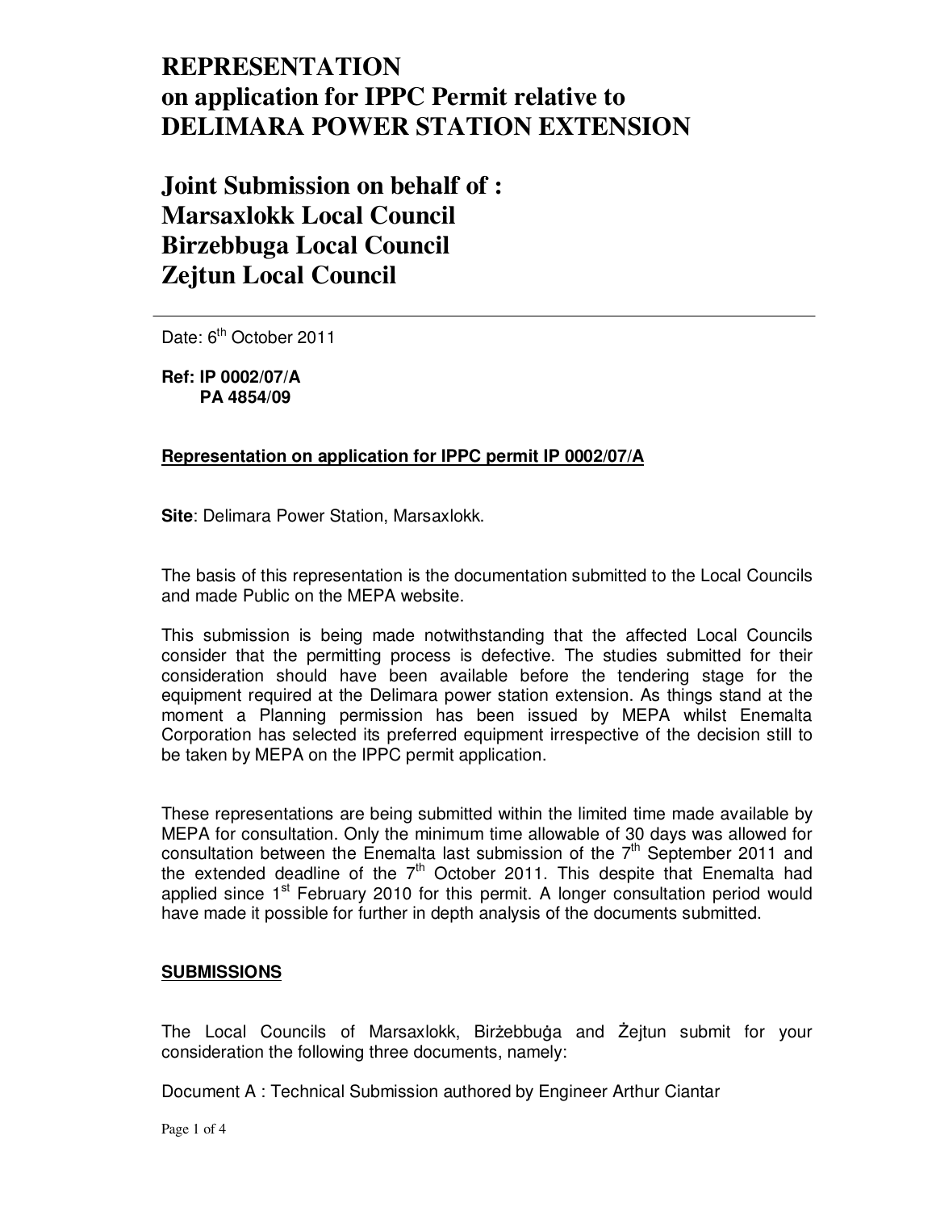# REPRESENTATION
# on application for IPPC Permit relative to DELIMARA POWER STATION EXTENSION

# Joint Submission on behalf of :
# Marsaxlokk Local Council
# Birzebbuga Local Council
# Zejtun Local Council

---

Date: 6th October 2011

**Ref: IP 0002/07/A**
**PA 4854/09**

**Representation on application for IPPC permit IP 0002/07/A**

**Site**: Delimara Power Station, Marsaxlokk.

The basis of this representation is the documentation submitted to the Local Councils and made Public on the MEPA website.

This submission is being made notwithstanding that the affected Local Councils consider that the permitting process is defective. The studies submitted for their consideration should have been available before the tendering stage for the equipment required at the Delimara power station extension. As things stand at the moment a Planning permission has been issued by MEPA whilst Enemalta Corporation has selected its preferred equipment irrespective of the decision still to be taken by MEPA on the IPPC permit application.

These representations are being submitted within the limited time made available by MEPA for consultation. Only the minimum time allowable of 30 days was allowed for consultation between the Enemalta last submission of the 7th September 2011 and the extended deadline of the 7th October 2011. This despite that Enemalta had applied since 1st February 2010 for this permit. A longer consultation period would have made it possible for further in depth analysis of the documents submitted.

**SUBMISSIONS**

The Local Councils of Marsaxlokk, Birżebbuġa and Żejtun submit for your consideration the following three documents, namely:

Document A : Technical Submission authored by Engineer Arthur Ciantar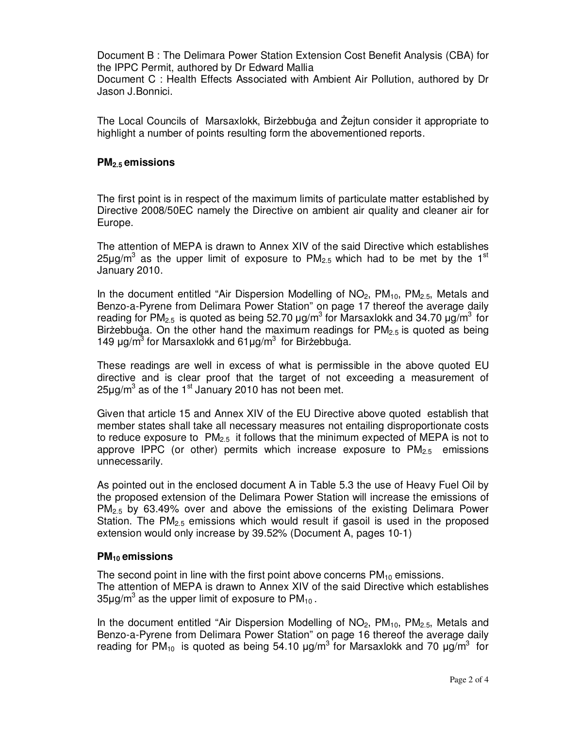Document B : The Delimara Power Station Extension Cost Benefit Analysis (CBA) for the IPPC Permit, authored by Dr Edward Mallia

Document C : Health Effects Associated with Ambient Air Pollution, authored by Dr Jason J.Bonnici.

The Local Councils of Marsaxlokk, Birżebbuġa and Żejtun consider it appropriate to highlight a number of points resulting form the abovementioned reports.

### $PM_{2.5}$ emissions

The first point is in respect of the maximum limits of particulate matter established by Directive 2008/50EC namely the Directive on ambient air quality and cleaner air for Europe.

The attention of MEPA is drawn to Annex XIV of the said Directive which establishes 25µg/$m^3$ as the upper limit of exposure to $PM_{2.5}$ which had to be met by the 1st January 2010.

In the document entitled "Air Dispersion Modelling of $NO_2$, $PM_{10}$, $PM_{2.5}$, Metals and Benzo-a-Pyrene from Delimara Power Station" on page 17 thereof the average daily reading for $PM_{2.5}$ is quoted as being 52.70 µg/$m^3$ for Marsaxlokk and 34.70 µg/$m^3$ for Birżebbuġa. On the other hand the maximum readings for $PM_{2.5}$ is quoted as being 149 µg/$m^3$ for Marsaxlokk and 61µg/$m^3$ for Birżebbuġa.

These readings are well in excess of what is permissible in the above quoted EU directive and is clear proof that the target of not exceeding a measurement of 25µg/$m^3$ as of the 1st January 2010 has not been met.

Given that article 15 and Annex XIV of the EU Directive above quoted establish that member states shall take all necessary measures not entailing disproportionate costs to reduce exposure to $PM_{2.5}$ it follows that the minimum expected of MEPA is not to approve IPPC (or other) permits which increase exposure to $PM_{2.5}$ emissions unnecessarily.

As pointed out in the enclosed document A in Table 5.3 the use of Heavy Fuel Oil by the proposed extension of the Delimara Power Station will increase the emissions of $PM_{2.5}$ by 63.49% over and above the emissions of the existing Delimara Power Station. The $PM_{2.5}$ emissions which would result if gasoil is used in the proposed extension would only increase by 39.52% (Document A, pages 10-1)

### $PM_{10}$ emissions

The second point in line with the first point above concerns $PM_{10}$ emissions.
The attention of MEPA is drawn to Annex XIV of the said Directive which establishes 35µg/$m^3$ as the upper limit of exposure to $PM_{10}$ .

In the document entitled "Air Dispersion Modelling of $NO_2$, $PM_{10}$, $PM_{2.5}$, Metals and Benzo-a-Pyrene from Delimara Power Station" on page 16 thereof the average daily reading for $PM_{10}$ is quoted as being 54.10 µg/$m^3$ for Marsaxlokk and 70 µg/$m^3$ for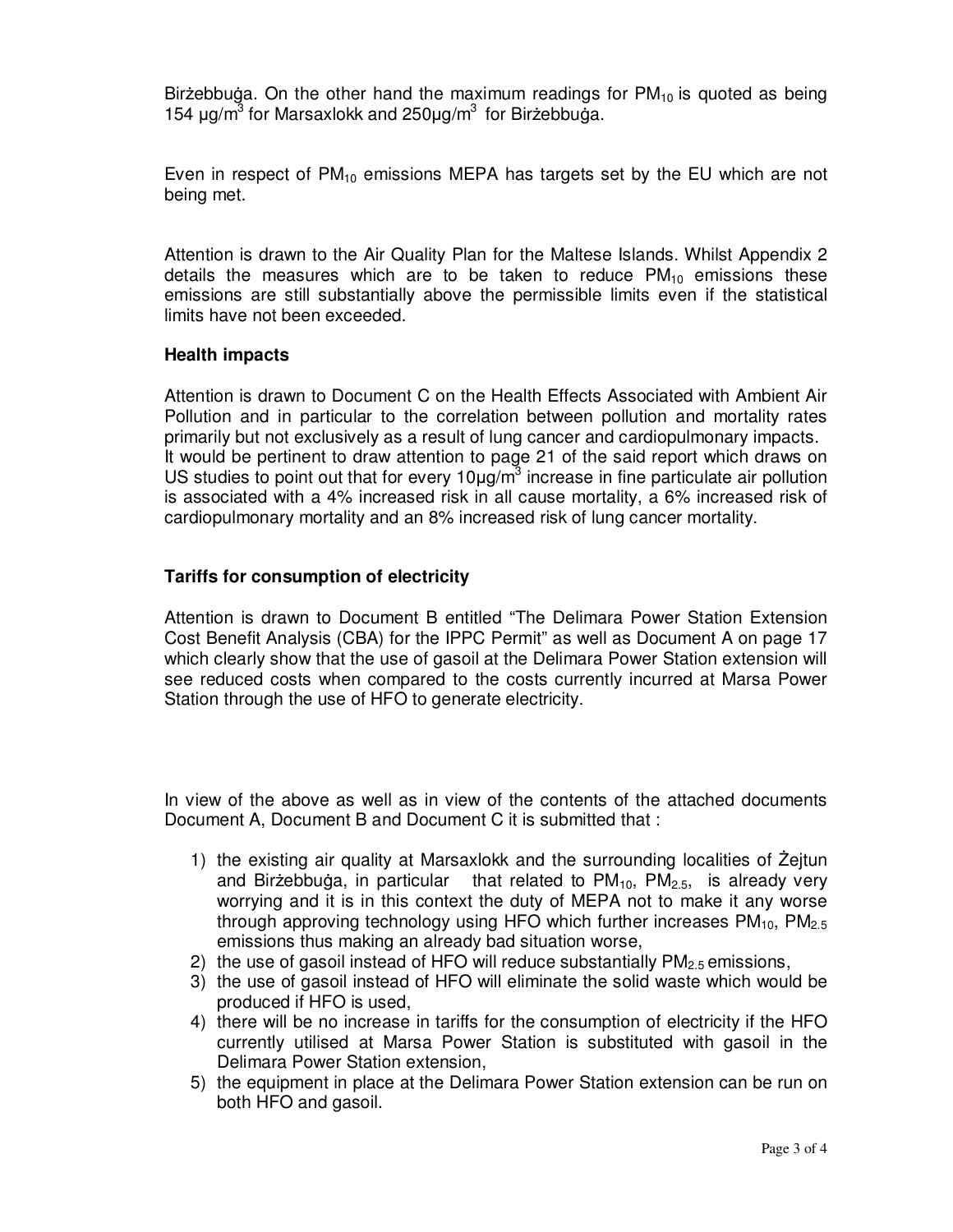Birżebbuġa. On the other hand the maximum readings for $PM_{10}$ is quoted as being 154 $\mu g/m^3$ for Marsaxlokk and 250$\mu g/m^3$ for Birżebbuġa.

Even in respect of $PM_{10}$ emissions MEPA has targets set by the EU which are not being met.

Attention is drawn to the Air Quality Plan for the Maltese Islands. Whilst Appendix 2 details the measures which are to be taken to reduce $PM_{10}$ emissions these emissions are still substantially above the permissible limits even if the statistical limits have not been exceeded.

**Health impacts**

Attention is drawn to Document C on the Health Effects Associated with Ambient Air Pollution and in particular to the correlation between pollution and mortality rates primarily but not exclusively as a result of lung cancer and cardiopulmonary impacts. It would be pertinent to draw attention to page 21 of the said report which draws on US studies to point out that for every 10$\mu g/m^3$ increase in fine particulate air pollution is associated with a 4% increased risk in all cause mortality, a 6% increased risk of cardiopulmonary mortality and an 8% increased risk of lung cancer mortality.

**Tariffs for consumption of electricity**

Attention is drawn to Document B entitled "The Delimara Power Station Extension Cost Benefit Analysis (CBA) for the IPPC Permit" as well as Document A on page 17 which clearly show that the use of gasoil at the Delimara Power Station extension will see reduced costs when compared to the costs currently incurred at Marsa Power Station through the use of HFO to generate electricity.

In view of the above as well as in view of the contents of the attached documents Document A, Document B and Document C it is submitted that :

1) the existing air quality at Marsaxlokk and the surrounding localities of Żejtun and Birżebbuġa, in particular that related to $PM_{10}$, $PM_{2.5}$, is already very worrying and it is in this context the duty of MEPA not to make it any worse through approving technology using HFO which further increases $PM_{10}$, $PM_{2.5}$ emissions thus making an already bad situation worse,
2) the use of gasoil instead of HFO will reduce substantially $PM_{2.5}$ emissions,
3) the use of gasoil instead of HFO will eliminate the solid waste which would be produced if HFO is used,
4) there will be no increase in tariffs for the consumption of electricity if the HFO currently utilised at Marsa Power Station is substituted with gasoil in the Delimara Power Station extension,
5) the equipment in place at the Delimara Power Station extension can be run on both HFO and gasoil.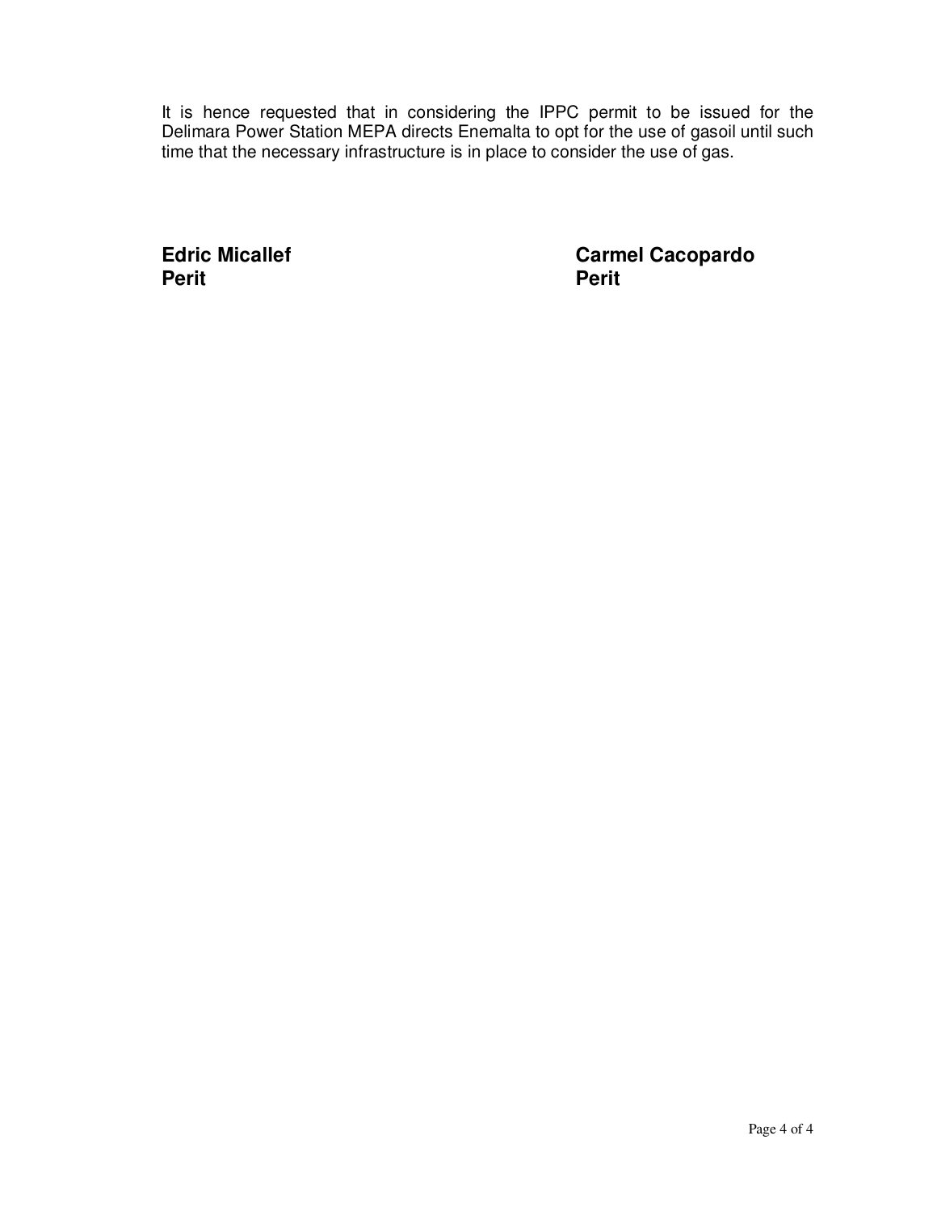It is hence requested that in considering the IPPC permit to be issued for the Delimara Power Station MEPA directs Enemalta to opt for the use of gasoil until such time that the necessary infrastructure is in place to consider the use of gas.

**Edric Micallef**
**Perit**

**Carmel Cacopardo**
**Perit**